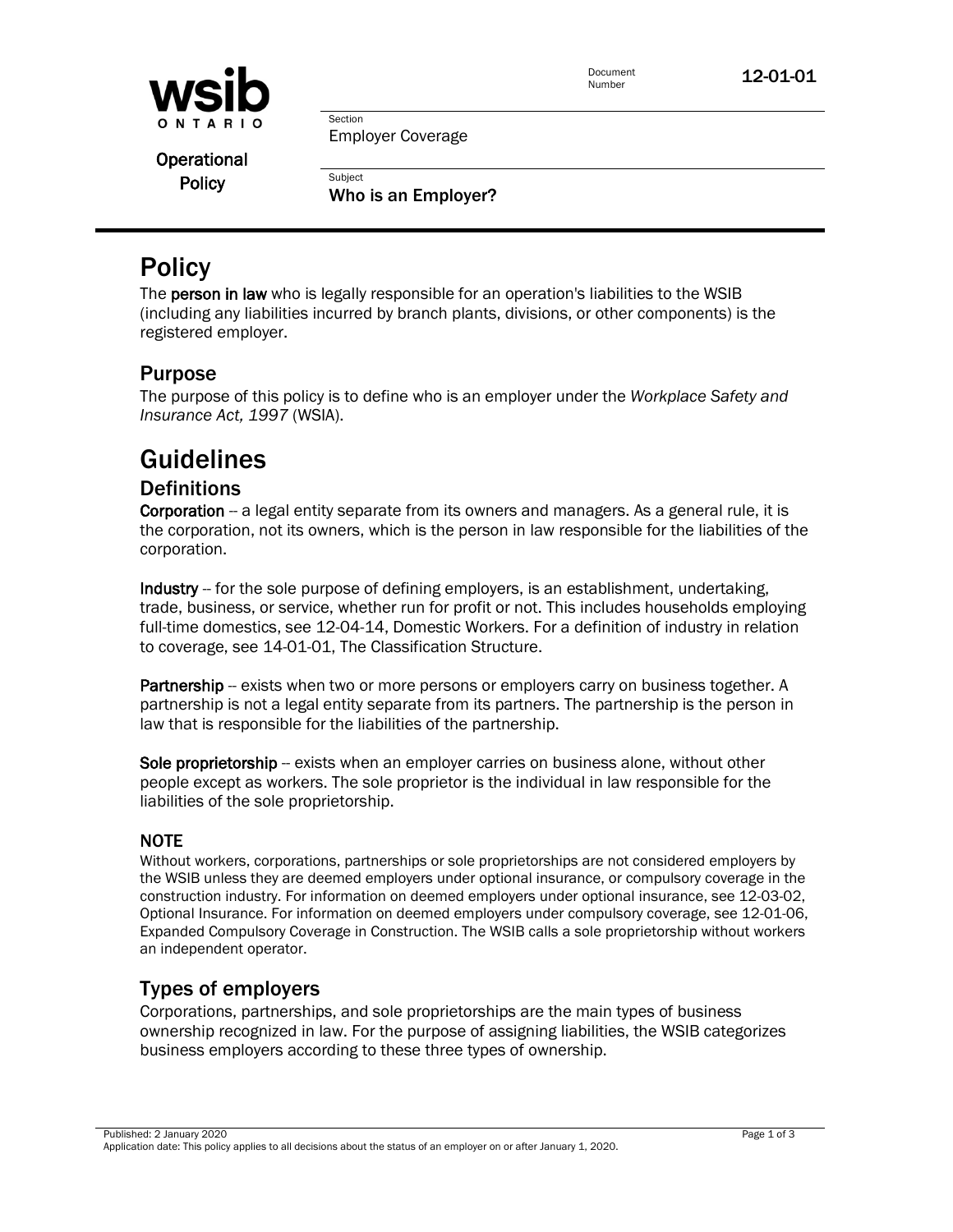wsib ONTARIO

Operational Policy

Document Number: 12-01-01

Section: Employer Coverage

Subject: **Who is an Employer?**

# Policy

The **person in law** who is legally responsible for an operation's liabilities to the WSIB (including any liabilities incurred by branch plants, divisions, or other components) is the registered employer.

## Purpose

The purpose of this policy is to define who is an employer under the *Workplace Safety and Insurance Act, 1997* (WSIA).

# Guidelines

## Definitions

**Corporation** -- a legal entity separate from its owners and managers. As a general rule, it is the corporation, not its owners, which is the person in law responsible for the liabilities of the corporation.

**Industry** -- for the sole purpose of defining employers, is an establishment, undertaking, trade, business, or service, whether run for profit or not. This includes households employing full-time domestics, see 12-04-14, Domestic Workers. For a definition of industry in relation to coverage, see 14-01-01, The Classification Structure.

**Partnership** -- exists when two or more persons or employers carry on business together. A partnership is not a legal entity separate from its partners. The partnership is the person in law that is responsible for the liabilities of the partnership.

**Sole proprietorship** -- exists when an employer carries on business alone, without other people except as workers. The sole proprietor is the individual in law responsible for the liabilities of the sole proprietorship.

### NOTE

Without workers, corporations, partnerships or sole proprietorships are not considered employers by the WSIB unless they are deemed employers under optional insurance, or compulsory coverage in the construction industry. For information on deemed employers under optional insurance, see 12-03-02, Optional Insurance. For information on deemed employers under compulsory coverage, see 12-01-06, Expanded Compulsory Coverage in Construction. The WSIB calls a sole proprietorship without workers an independent operator.

## Types of employers

Corporations, partnerships, and sole proprietorships are the main types of business ownership recognized in law. For the purpose of assigning liabilities, the WSIB categorizes business employers according to these three types of ownership.

Published: 2 January 2020

Application date: This policy applies to all decisions about the status of an employer on or after January 1, 2020.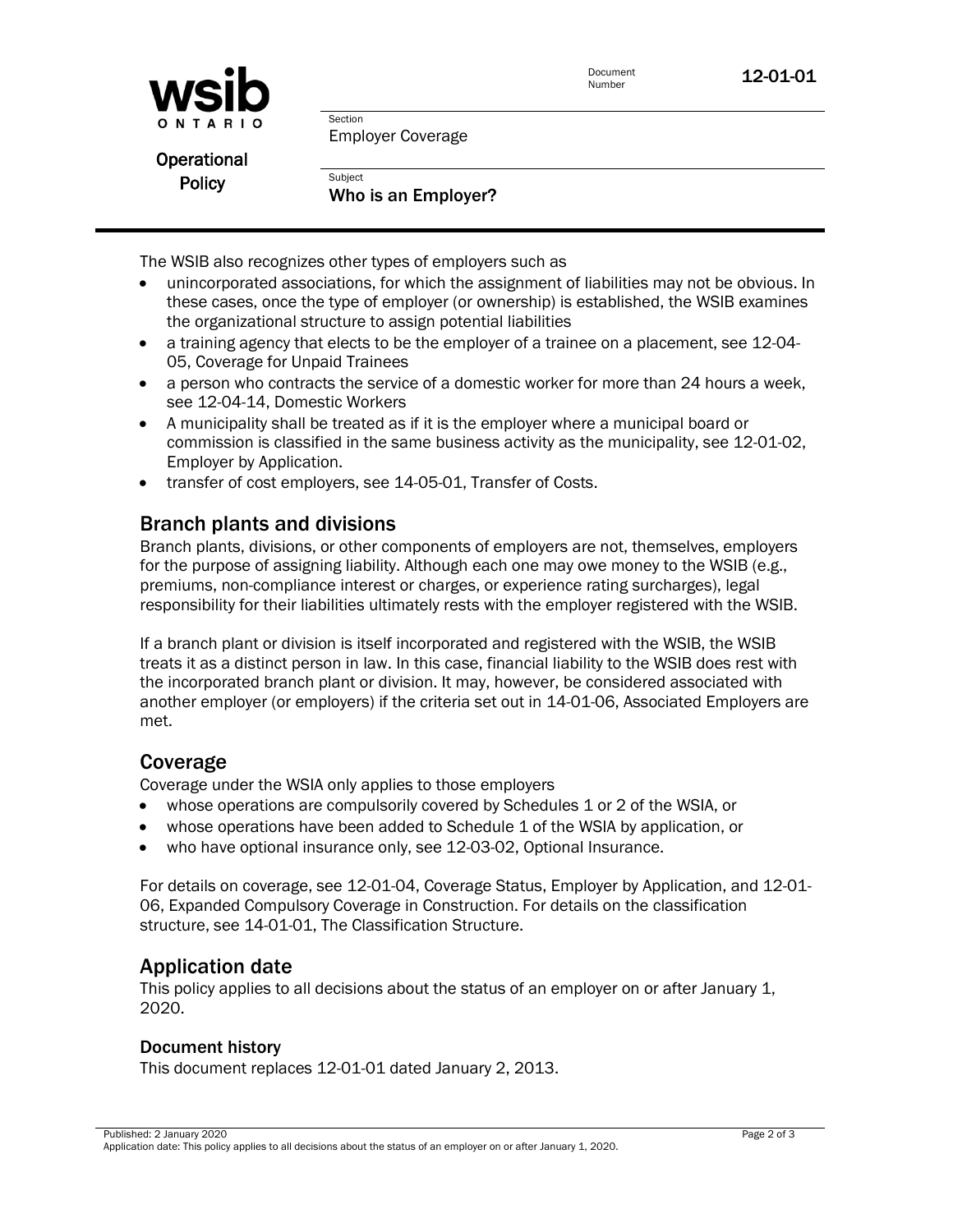The WSIB also recognizes other types of employers such as

- unincorporated associations, for which the assignment of liabilities may not be obvious. In these cases, once the type of employer (or ownership) is established, the WSIB examines the organizational structure to assign potential liabilities
- a training agency that elects to be the employer of a trainee on a placement, see 12-04-05, Coverage for Unpaid Trainees
- a person who contracts the service of a domestic worker for more than 24 hours a week, see 12-04-14, Domestic Workers
- A municipality shall be treated as if it is the employer where a municipal board or commission is classified in the same business activity as the municipality, see 12-01-02, Employer by Application.
- transfer of cost employers, see 14-05-01, Transfer of Costs.

## Branch plants and divisions

Branch plants, divisions, or other components of employers are not, themselves, employers for the purpose of assigning liability. Although each one may owe money to the WSIB (e.g., premiums, non-compliance interest or charges, or experience rating surcharges), legal responsibility for their liabilities ultimately rests with the employer registered with the WSIB.

If a branch plant or division is itself incorporated and registered with the WSIB, the WSIB treats it as a distinct person in law. In this case, financial liability to the WSIB does rest with the incorporated branch plant or division. It may, however, be considered associated with another employer (or employers) if the criteria set out in 14-01-06, Associated Employers are met.

## Coverage

Coverage under the WSIA only applies to those employers

- whose operations are compulsorily covered by Schedules 1 or 2 of the WSIA, or
- whose operations have been added to Schedule 1 of the WSIA by application, or
- who have optional insurance only, see 12-03-02, Optional Insurance.

For details on coverage, see 12-01-04, Coverage Status, Employer by Application, and 12-01-06, Expanded Compulsory Coverage in Construction. For details on the classification structure, see 14-01-01, The Classification Structure.

## Application date

This policy applies to all decisions about the status of an employer on or after January 1, 2020.

### Document history

This document replaces 12-01-01 dated January 2, 2013.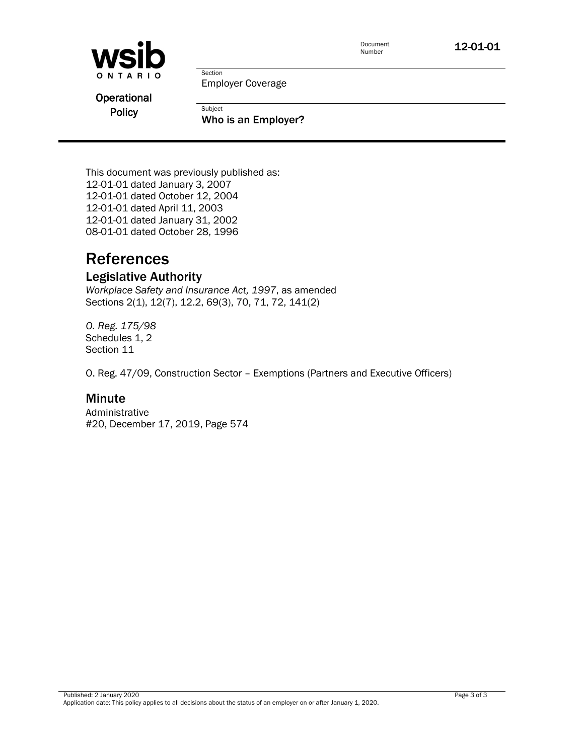This document was previously published as:
12-01-01 dated January 3, 2007
12-01-01 dated October 12, 2004
12-01-01 dated April 11, 2003
12-01-01 dated January 31, 2002
08-01-01 dated October 28, 1996

# References

## Legislative Authority

*Workplace Safety and Insurance Act, 1997*, as amended
Sections 2(1), 12(7), 12.2, 69(3), 70, 71, 72, 141(2)

*O. Reg. 175/98*
Schedules 1, 2
Section 11

O. Reg. 47/09, Construction Sector – Exemptions (Partners and Executive Officers)

## Minute

Administrative
#20, December 17, 2019, Page 574

Published: 2 January 2020
Application date: This policy applies to all decisions about the status of an employer on or after January 1, 2020.